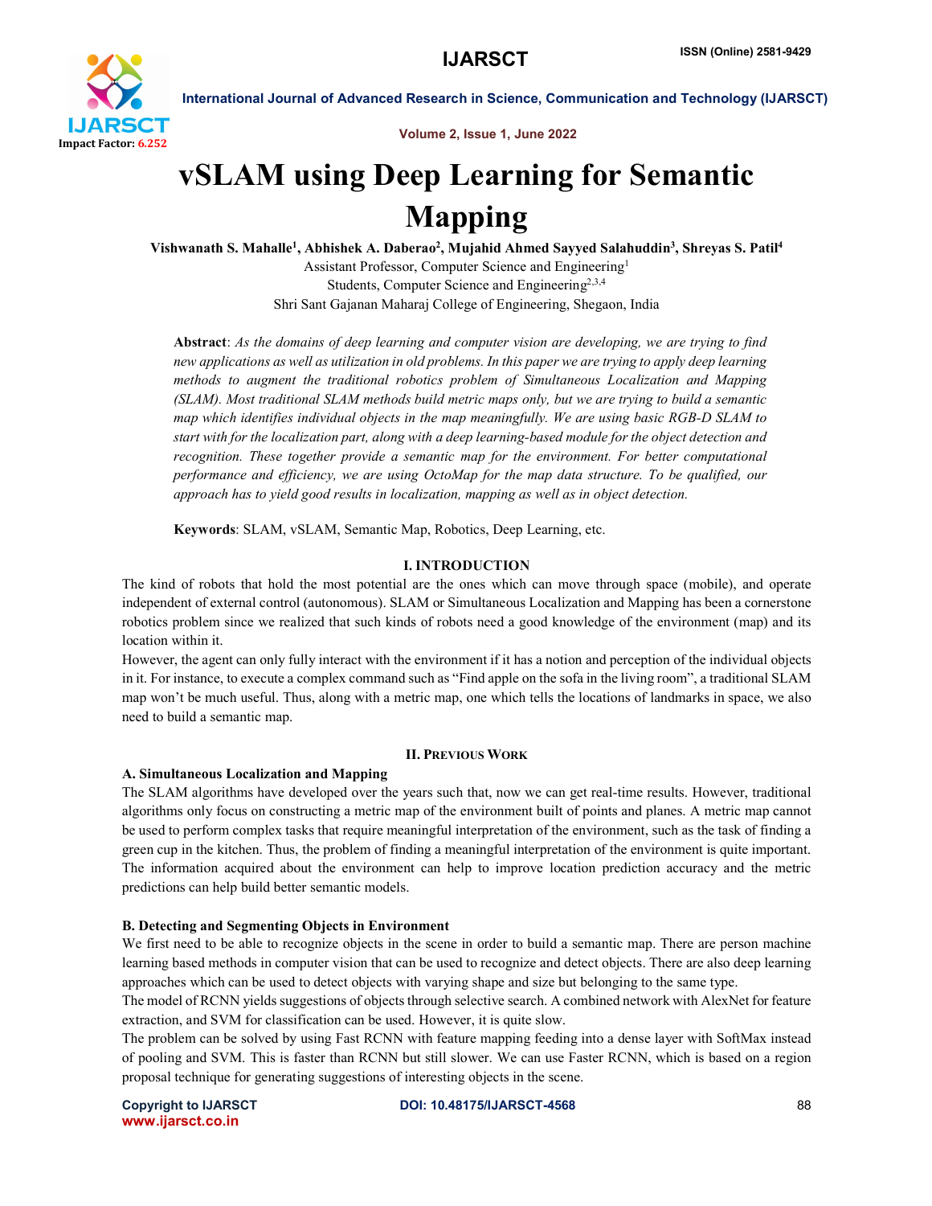# vSLAM using Deep Learning for Semantic Mapping

**Vishwanath S. Mahalle[1], Abhishek A. Daberao[2], Mujahid Ahmed Sayyed Salahuddin[3], Shreyas S. Patil[4]**

Assistant Professor, Computer Science and Engineering[1]

Students, Computer Science and Engineering[2,3,4]

Shri Sant Gajanan Maharaj College of Engineering, Shegaon, India

**Abstract**: *As the domains of deep learning and computer vision are developing, we are trying to find new applications as well as utilization in old problems. In this paper we are trying to apply deep learning methods to augment the traditional robotics problem of Simultaneous Localization and Mapping (SLAM). Most traditional SLAM methods build metric maps only, but we are trying to build a semantic map which identifies individual objects in the map meaningfully. We are using basic RGB-D SLAM to start with for the localization part, along with a deep learning-based module for the object detection and recognition. These together provide a semantic map for the environment. For better computational performance and efficiency, we are using OctoMap for the map data structure. To be qualified, our approach has to yield good results in localization, mapping as well as in object detection.*

**Keywords**: SLAM, vSLAM, Semantic Map, Robotics, Deep Learning, etc.

## I. INTRODUCTION

The kind of robots that hold the most potential are the ones which can move through space (mobile), and operate independent of external control (autonomous). SLAM or Simultaneous Localization and Mapping has been a cornerstone robotics problem since we realized that such kinds of robots need a good knowledge of the environment (map) and its location within it.

However, the agent can only fully interact with the environment if it has a notion and perception of the individual objects in it. For instance, to execute a complex command such as "Find apple on the sofa in the living room", a traditional SLAM map won't be much useful. Thus, along with a metric map, one which tells the locations of landmarks in space, we also need to build a semantic map.

## II. PREVIOUS WORK

### A. Simultaneous Localization and Mapping

The SLAM algorithms have developed over the years such that, now we can get real-time results. However, traditional algorithms only focus on constructing a metric map of the environment built of points and planes. A metric map cannot be used to perform complex tasks that require meaningful interpretation of the environment, such as the task of finding a green cup in the kitchen. Thus, the problem of finding a meaningful interpretation of the environment is quite important. The information acquired about the environment can help to improve location prediction accuracy and the metric predictions can help build better semantic models.

### B. Detecting and Segmenting Objects in Environment

We first need to be able to recognize objects in the scene in order to build a semantic map. There are person machine learning based methods in computer vision that can be used to recognize and detect objects. There are also deep learning approaches which can be used to detect objects with varying shape and size but belonging to the same type.

The model of RCNN yields suggestions of objects through selective search. A combined network with AlexNet for feature extraction, and SVM for classification can be used. However, it is quite slow.

The problem can be solved by using Fast RCNN with feature mapping feeding into a dense layer with SoftMax instead of pooling and SVM. This is faster than RCNN but still slower. We can use Faster RCNN, which is based on a region proposal technique for generating suggestions of interesting objects in the scene.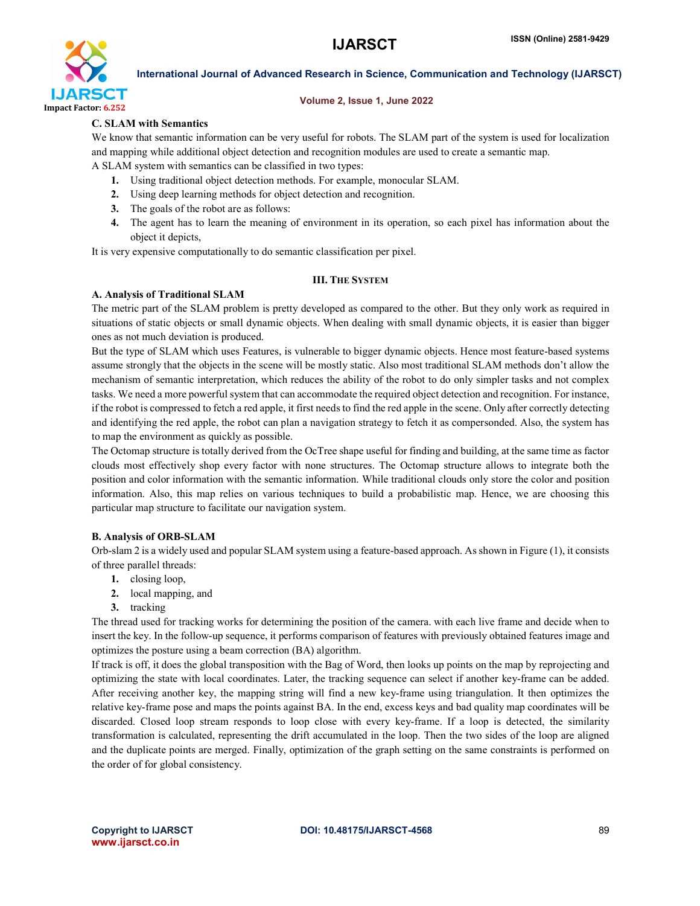### C. SLAM with Semantics

We know that semantic information can be very useful for robots. The SLAM part of the system is used for localization and mapping while additional object detection and recognition modules are used to create a semantic map.

A SLAM system with semantics can be classified in two types:

1. Using traditional object detection methods. For example, monocular SLAM.
2. Using deep learning methods for object detection and recognition.
3. The goals of the robot are as follows:
4. The agent has to learn the meaning of environment in its operation, so each pixel has information about the object it depicts,

It is very expensive computationally to do semantic classification per pixel.

## III. The System

### A. Analysis of Traditional SLAM

The metric part of the SLAM problem is pretty developed as compared to the other. But they only work as required in situations of static objects or small dynamic objects. When dealing with small dynamic objects, it is easier than bigger ones as not much deviation is produced.

But the type of SLAM which uses Features, is vulnerable to bigger dynamic objects. Hence most feature-based systems assume strongly that the objects in the scene will be mostly static. Also most traditional SLAM methods don't allow the mechanism of semantic interpretation, which reduces the ability of the robot to do only simpler tasks and not complex tasks. We need a more powerful system that can accommodate the required object detection and recognition. For instance, if the robot is compressed to fetch a red apple, it first needs to find the red apple in the scene. Only after correctly detecting and identifying the red apple, the robot can plan a navigation strategy to fetch it as compersonded. Also, the system has to map the environment as quickly as possible.

The Octomap structure is totally derived from the OcTree shape useful for finding and building, at the same time as factor clouds most effectively shop every factor with none structures. The Octomap structure allows to integrate both the position and color information with the semantic information. While traditional clouds only store the color and position information. Also, this map relies on various techniques to build a probabilistic map. Hence, we are choosing this particular map structure to facilitate our navigation system.

### B. Analysis of ORB-SLAM

Orb-slam 2 is a widely used and popular SLAM system using a feature-based approach. As shown in Figure (1), it consists of three parallel threads:

1. closing loop,
2. local mapping, and
3. tracking

The thread used for tracking works for determining the position of the camera. with each live frame and decide when to insert the key. In the follow-up sequence, it performs comparison of features with previously obtained features image and optimizes the posture using a beam correction (BA) algorithm.

If track is off, it does the global transposition with the Bag of Word, then looks up points on the map by reprojecting and optimizing the state with local coordinates. Later, the tracking sequence can select if another key-frame can be added. After receiving another key, the mapping string will find a new key-frame using triangulation. It then optimizes the relative key-frame pose and maps the points against BA. In the end, excess keys and bad quality map coordinates will be discarded. Closed loop stream responds to loop close with every key-frame. If a loop is detected, the similarity transformation is calculated, representing the drift accumulated in the loop. Then the two sides of the loop are aligned and the duplicate points are merged. Finally, optimization of the graph setting on the same constraints is performed on the order of for global consistency.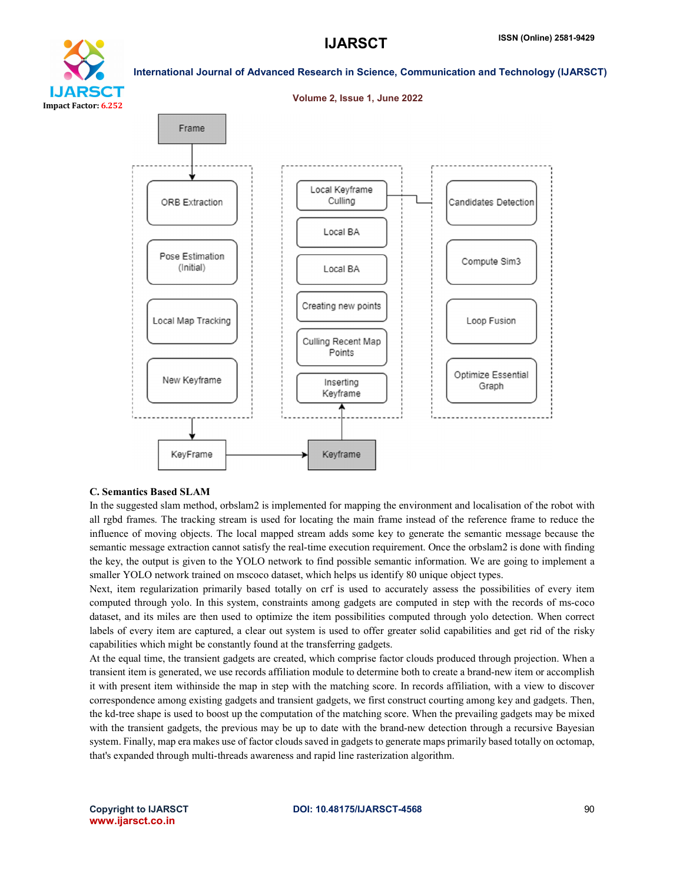## C. Semantics Based SLAM

In the suggested slam method, orbslam2 is implemented for mapping the environment and localisation of the robot with all rgbd frames. The tracking stream is used for locating the main frame instead of the reference frame to reduce the influence of moving objects. The local mapped stream adds some key to generate the semantic message because the semantic message extraction cannot satisfy the real-time execution requirement. Once the orbslam2 is done with finding the key, the output is given to the YOLO network to find possible semantic information. We are going to implement a smaller YOLO network trained on mscoco dataset, which helps us identify 80 unique object types.

Next, item regularization primarily based totally on crf is used to accurately assess the possibilities of every item computed through yolo. In this system, constraints among gadgets are computed in step with the records of ms-coco dataset, and its miles are then used to optimize the item possibilities computed through yolo detection. When correct labels of every item are captured, a clear out system is used to offer greater solid capabilities and get rid of the risky capabilities which might be constantly found at the transferring gadgets.

At the equal time, the transient gadgets are created, which comprise factor clouds produced through projection. When a transient item is generated, we use records affiliation module to determine both to create a brand-new item or accomplish it with present item withinside the map in step with the matching score. In records affiliation, with a view to discover correspondence among existing gadgets and transient gadgets, we first construct courting among key and gadgets. Then, the kd-tree shape is used to boost up the computation of the matching score. When the prevailing gadgets may be mixed with the transient gadgets, the previous may be up to date with the brand-new detection through a recursive Bayesian system. Finally, map era makes use of factor clouds saved in gadgets to generate maps primarily based totally on octomap, that's expanded through multi-threads awareness and rapid line rasterization algorithm.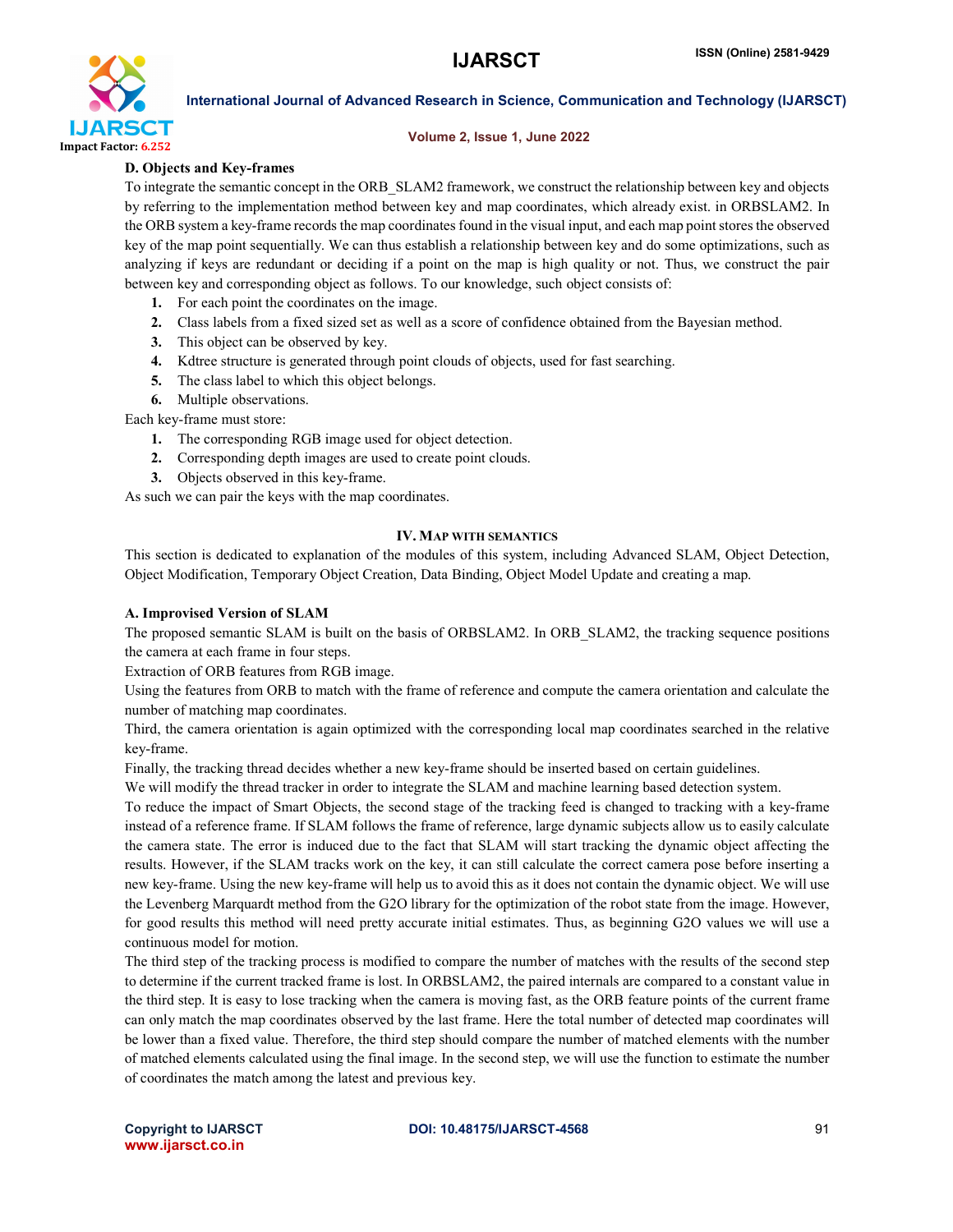### D. Objects and Key-frames

To integrate the semantic concept in the ORB_SLAM2 framework, we construct the relationship between key and objects by referring to the implementation method between key and map coordinates, which already exist. in ORBSLAM2. In the ORB system a key-frame records the map coordinates found in the visual input, and each map point stores the observed key of the map point sequentially. We can thus establish a relationship between key and do some optimizations, such as analyzing if keys are redundant or deciding if a point on the map is high quality or not. Thus, we construct the pair between key and corresponding object as follows. To our knowledge, such object consists of:

1. For each point the coordinates on the image.
2. Class labels from a fixed sized set as well as a score of confidence obtained from the Bayesian method.
3. This object can be observed by key.
4. Kdtree structure is generated through point clouds of objects, used for fast searching.
5. The class label to which this object belongs.
6. Multiple observations.

Each key-frame must store:

1. The corresponding RGB image used for object detection.
2. Corresponding depth images are used to create point clouds.
3. Objects observed in this key-frame.

As such we can pair the keys with the map coordinates.

## IV. Map with Semantics

This section is dedicated to explanation of the modules of this system, including Advanced SLAM, Object Detection, Object Modification, Temporary Object Creation, Data Binding, Object Model Update and creating a map.

### A. Improvised Version of SLAM

The proposed semantic SLAM is built on the basis of ORBSLAM2. In ORB_SLAM2, the tracking sequence positions the camera at each frame in four steps.

Extraction of ORB features from RGB image.

Using the features from ORB to match with the frame of reference and compute the camera orientation and calculate the number of matching map coordinates.

Third, the camera orientation is again optimized with the corresponding local map coordinates searched in the relative key-frame.

Finally, the tracking thread decides whether a new key-frame should be inserted based on certain guidelines.

We will modify the thread tracker in order to integrate the SLAM and machine learning based detection system.

To reduce the impact of Smart Objects, the second stage of the tracking feed is changed to tracking with a key-frame instead of a reference frame. If SLAM follows the frame of reference, large dynamic subjects allow us to easily calculate the camera state. The error is induced due to the fact that SLAM will start tracking the dynamic object affecting the results. However, if the SLAM tracks work on the key, it can still calculate the correct camera pose before inserting a new key-frame. Using the new key-frame will help us to avoid this as it does not contain the dynamic object. We will use the Levenberg Marquardt method from the G2O library for the optimization of the robot state from the image. However, for good results this method will need pretty accurate initial estimates. Thus, as beginning G2O values we will use a continuous model for motion.

The third step of the tracking process is modified to compare the number of matches with the results of the second step to determine if the current tracked frame is lost. In ORBSLAM2, the paired internals are compared to a constant value in the third step. It is easy to lose tracking when the camera is moving fast, as the ORB feature points of the current frame can only match the map coordinates observed by the last frame. Here the total number of detected map coordinates will be lower than a fixed value. Therefore, the third step should compare the number of matched elements with the number of matched elements calculated using the final image. In the second step, we will use the function to estimate the number of coordinates the match among the latest and previous key.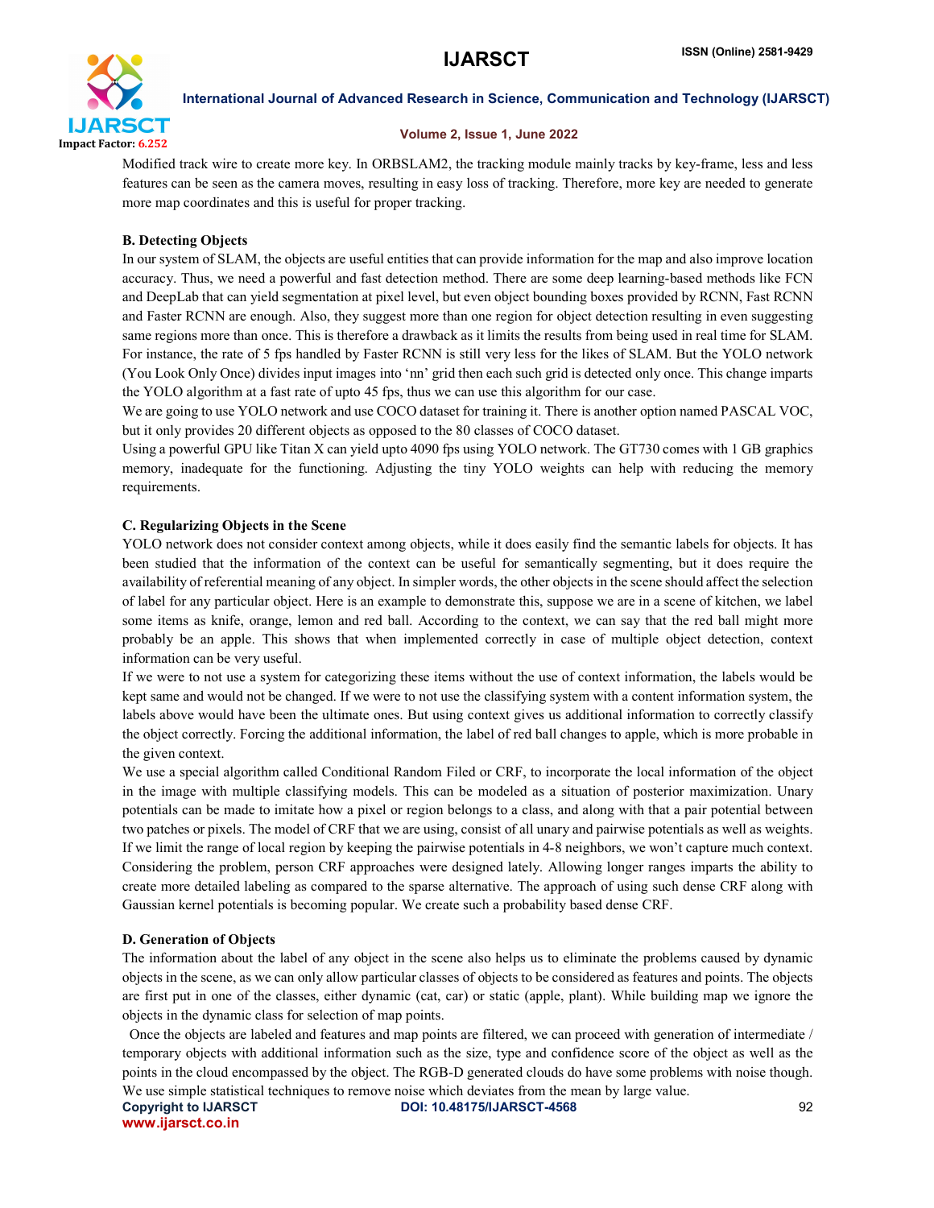Modified track wire to create more key. In ORBSLAM2, the tracking module mainly tracks by key-frame, less and less features can be seen as the camera moves, resulting in easy loss of tracking. Therefore, more key are needed to generate more map coordinates and this is useful for proper tracking.

### B. Detecting Objects

In our system of SLAM, the objects are useful entities that can provide information for the map and also improve location accuracy. Thus, we need a powerful and fast detection method. There are some deep learning-based methods like FCN and DeepLab that can yield segmentation at pixel level, but even object bounding boxes provided by RCNN, Fast RCNN and Faster RCNN are enough. Also, they suggest more than one region for object detection resulting in even suggesting same regions more than once. This is therefore a drawback as it limits the results from being used in real time for SLAM. For instance, the rate of 5 fps handled by Faster RCNN is still very less for the likes of SLAM. But the YOLO network (You Look Only Once) divides input images into 'nn' grid then each such grid is detected only once. This change imparts the YOLO algorithm at a fast rate of upto 45 fps, thus we can use this algorithm for our case.

We are going to use YOLO network and use COCO dataset for training it. There is another option named PASCAL VOC, but it only provides 20 different objects as opposed to the 80 classes of COCO dataset.

Using a powerful GPU like Titan X can yield upto 4090 fps using YOLO network. The GT730 comes with 1 GB graphics memory, inadequate for the functioning. Adjusting the tiny YOLO weights can help with reducing the memory requirements.

### C. Regularizing Objects in the Scene

YOLO network does not consider context among objects, while it does easily find the semantic labels for objects. It has been studied that the information of the context can be useful for semantically segmenting, but it does require the availability of referential meaning of any object. In simpler words, the other objects in the scene should affect the selection of label for any particular object. Here is an example to demonstrate this, suppose we are in a scene of kitchen, we label some items as knife, orange, lemon and red ball. According to the context, we can say that the red ball might more probably be an apple. This shows that when implemented correctly in case of multiple object detection, context information can be very useful.

If we were to not use a system for categorizing these items without the use of context information, the labels would be kept same and would not be changed. If we were to not use the classifying system with a content information system, the labels above would have been the ultimate ones. But using context gives us additional information to correctly classify the object correctly. Forcing the additional information, the label of red ball changes to apple, which is more probable in the given context.

We use a special algorithm called Conditional Random Filed or CRF, to incorporate the local information of the object in the image with multiple classifying models. This can be modeled as a situation of posterior maximization. Unary potentials can be made to imitate how a pixel or region belongs to a class, and along with that a pair potential between two patches or pixels. The model of CRF that we are using, consist of all unary and pairwise potentials as well as weights. If we limit the range of local region by keeping the pairwise potentials in 4-8 neighbors, we won't capture much context. Considering the problem, person CRF approaches were designed lately. Allowing longer ranges imparts the ability to create more detailed labeling as compared to the sparse alternative. The approach of using such dense CRF along with Gaussian kernel potentials is becoming popular. We create such a probability based dense CRF.

### D. Generation of Objects

The information about the label of any object in the scene also helps us to eliminate the problems caused by dynamic objects in the scene, as we can only allow particular classes of objects to be considered as features and points. The objects are first put in one of the classes, either dynamic (cat, car) or static (apple, plant). While building map we ignore the objects in the dynamic class for selection of map points.

Once the objects are labeled and features and map points are filtered, we can proceed with generation of intermediate / temporary objects with additional information such as the size, type and confidence score of the object as well as the points in the cloud encompassed by the object. The RGB-D generated clouds do have some problems with noise though. We use simple statistical techniques to remove noise which deviates from the mean by large value.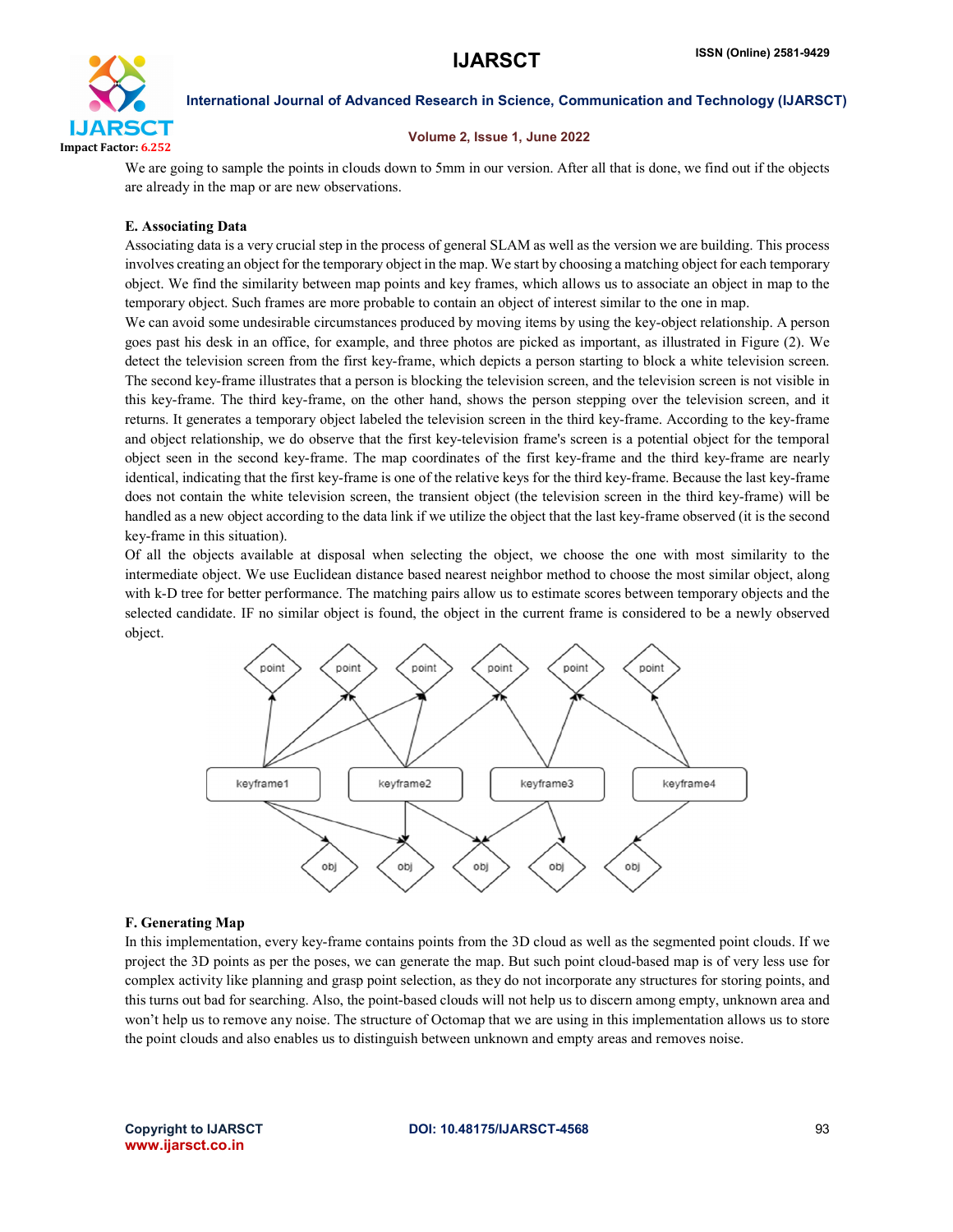We are going to sample the points in clouds down to 5mm in our version. After all that is done, we find out if the objects are already in the map or are new observations.

### E. Associating Data

Associating data is a very crucial step in the process of general SLAM as well as the version we are building. This process involves creating an object for the temporary object in the map. We start by choosing a matching object for each temporary object. We find the similarity between map points and key frames, which allows us to associate an object in map to the temporary object. Such frames are more probable to contain an object of interest similar to the one in map.

We can avoid some undesirable circumstances produced by moving items by using the key-object relationship. A person goes past his desk in an office, for example, and three photos are picked as important, as illustrated in Figure (2). We detect the television screen from the first key-frame, which depicts a person starting to block a white television screen. The second key-frame illustrates that a person is blocking the television screen, and the television screen is not visible in this key-frame. The third key-frame, on the other hand, shows the person stepping over the television screen, and it returns. It generates a temporary object labeled the television screen in the third key-frame. According to the key-frame and object relationship, we do observe that the first key-television frame's screen is a potential object for the temporal object seen in the second key-frame. The map coordinates of the first key-frame and the third key-frame are nearly identical, indicating that the first key-frame is one of the relative keys for the third key-frame. Because the last key-frame does not contain the white television screen, the transient object (the television screen in the third key-frame) will be handled as a new object according to the data link if we utilize the object that the last key-frame observed (it is the second key-frame in this situation).

Of all the objects available at disposal when selecting the object, we choose the one with most similarity to the intermediate object. We use Euclidean distance based nearest neighbor method to choose the most similar object, along with k-D tree for better performance. The matching pairs allow us to estimate scores between temporary objects and the selected candidate. IF no similar object is found, the object in the current frame is considered to be a newly observed object.

### F. Generating Map

In this implementation, every key-frame contains points from the 3D cloud as well as the segmented point clouds. If we project the 3D points as per the poses, we can generate the map. But such point cloud-based map is of very less use for complex activity like planning and grasp point selection, as they do not incorporate any structures for storing points, and this turns out bad for searching. Also, the point-based clouds will not help us to discern among empty, unknown area and won't help us to remove any noise. The structure of Octomap that we are using in this implementation allows us to store the point clouds and also enables us to distinguish between unknown and empty areas and removes noise.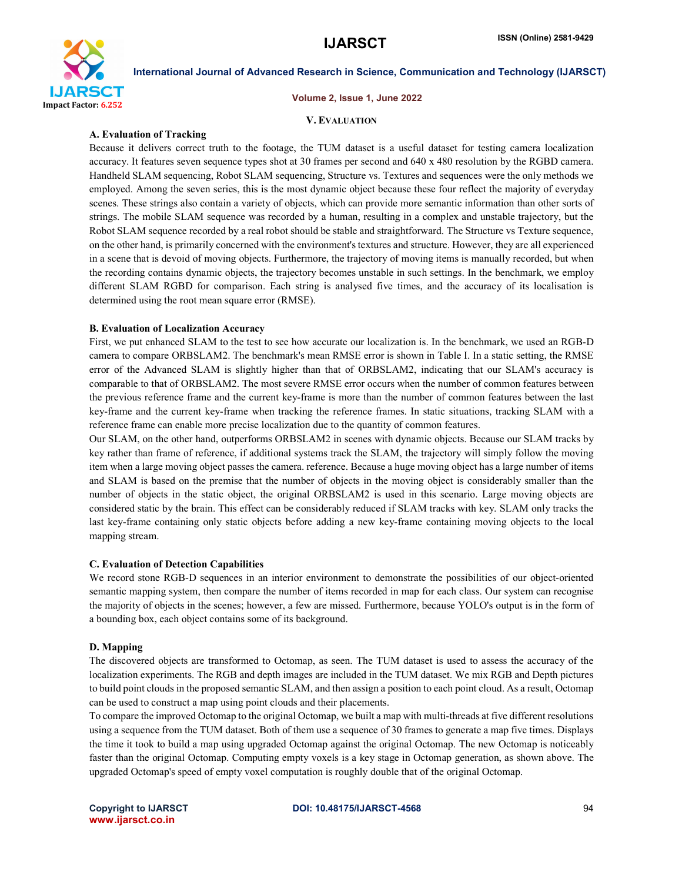## V. Evaluation

### A. Evaluation of Tracking

Because it delivers correct truth to the footage, the TUM dataset is a useful dataset for testing camera localization accuracy. It features seven sequence types shot at 30 frames per second and 640 x 480 resolution by the RGBD camera. Handheld SLAM sequencing, Robot SLAM sequencing, Structure vs. Textures and sequences were the only methods we employed. Among the seven series, this is the most dynamic object because these four reflect the majority of everyday scenes. These strings also contain a variety of objects, which can provide more semantic information than other sorts of strings. The mobile SLAM sequence was recorded by a human, resulting in a complex and unstable trajectory, but the Robot SLAM sequence recorded by a real robot should be stable and straightforward. The Structure vs Texture sequence, on the other hand, is primarily concerned with the environment's textures and structure. However, they are all experienced in a scene that is devoid of moving objects. Furthermore, the trajectory of moving items is manually recorded, but when the recording contains dynamic objects, the trajectory becomes unstable in such settings. In the benchmark, we employ different SLAM RGBD for comparison. Each string is analysed five times, and the accuracy of its localisation is determined using the root mean square error (RMSE).

### B. Evaluation of Localization Accuracy

First, we put enhanced SLAM to the test to see how accurate our localization is. In the benchmark, we used an RGB-D camera to compare ORBSLAM2. The benchmark's mean RMSE error is shown in Table I. In a static setting, the RMSE error of the Advanced SLAM is slightly higher than that of ORBSLAM2, indicating that our SLAM's accuracy is comparable to that of ORBSLAM2. The most severe RMSE error occurs when the number of common features between the previous reference frame and the current key-frame is more than the number of common features between the last key-frame and the current key-frame when tracking the reference frames. In static situations, tracking SLAM with a reference frame can enable more precise localization due to the quantity of common features.

Our SLAM, on the other hand, outperforms ORBSLAM2 in scenes with dynamic objects. Because our SLAM tracks by key rather than frame of reference, if additional systems track the SLAM, the trajectory will simply follow the moving item when a large moving object passes the camera. reference. Because a huge moving object has a large number of items and SLAM is based on the premise that the number of objects in the moving object is considerably smaller than the number of objects in the static object, the original ORBSLAM2 is used in this scenario. Large moving objects are considered static by the brain. This effect can be considerably reduced if SLAM tracks with key. SLAM only tracks the last key-frame containing only static objects before adding a new key-frame containing moving objects to the local mapping stream.

### C. Evaluation of Detection Capabilities

We record stone RGB-D sequences in an interior environment to demonstrate the possibilities of our object-oriented semantic mapping system, then compare the number of items recorded in map for each class. Our system can recognise the majority of objects in the scenes; however, a few are missed. Furthermore, because YOLO's output is in the form of a bounding box, each object contains some of its background.

### D. Mapping

The discovered objects are transformed to Octomap, as seen. The TUM dataset is used to assess the accuracy of the localization experiments. The RGB and depth images are included in the TUM dataset. We mix RGB and Depth pictures to build point clouds in the proposed semantic SLAM, and then assign a position to each point cloud. As a result, Octomap can be used to construct a map using point clouds and their placements.

To compare the improved Octomap to the original Octomap, we built a map with multi-threads at five different resolutions using a sequence from the TUM dataset. Both of them use a sequence of 30 frames to generate a map five times. Displays the time it took to build a map using upgraded Octomap against the original Octomap. The new Octomap is noticeably faster than the original Octomap. Computing empty voxels is a key stage in Octomap generation, as shown above. The upgraded Octomap's speed of empty voxel computation is roughly double that of the original Octomap.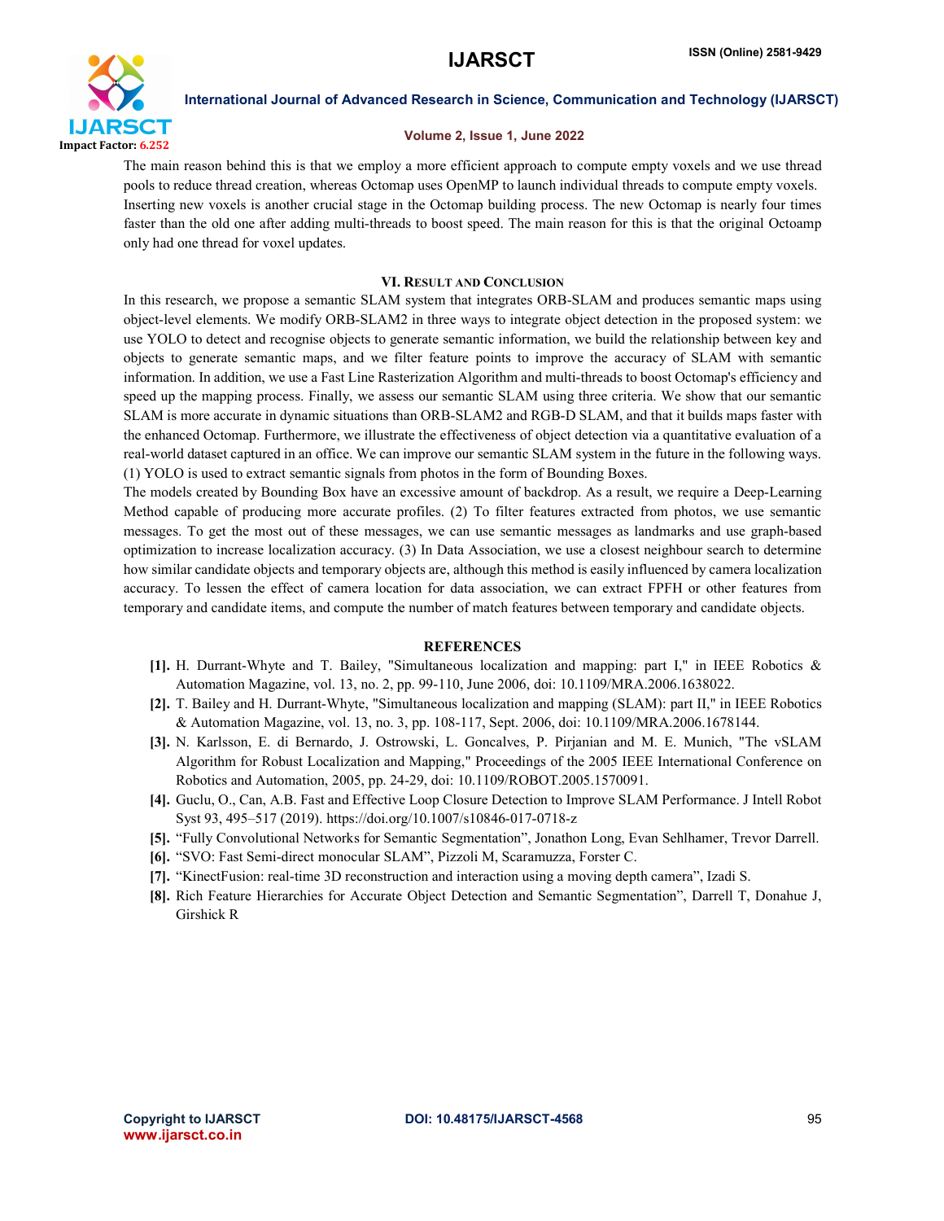The main reason behind this is that we employ a more efficient approach to compute empty voxels and we use thread pools to reduce thread creation, whereas Octomap uses OpenMP to launch individual threads to compute empty voxels. Inserting new voxels is another crucial stage in the Octomap building process. The new Octomap is nearly four times faster than the old one after adding multi-threads to boost speed. The main reason for this is that the original Octoamp only had one thread for voxel updates.

## VI. Result and Conclusion

In this research, we propose a semantic SLAM system that integrates ORB-SLAM and produces semantic maps using object-level elements. We modify ORB-SLAM2 in three ways to integrate object detection in the proposed system: we use YOLO to detect and recognise objects to generate semantic information, we build the relationship between key and objects to generate semantic maps, and we filter feature points to improve the accuracy of SLAM with semantic information. In addition, we use a Fast Line Rasterization Algorithm and multi-threads to boost Octomap's efficiency and speed up the mapping process. Finally, we assess our semantic SLAM using three criteria. We show that our semantic SLAM is more accurate in dynamic situations than ORB-SLAM2 and RGB-D SLAM, and that it builds maps faster with the enhanced Octomap. Furthermore, we illustrate the effectiveness of object detection via a quantitative evaluation of a real-world dataset captured in an office. We can improve our semantic SLAM system in the future in the following ways. (1) YOLO is used to extract semantic signals from photos in the form of Bounding Boxes.

The models created by Bounding Box have an excessive amount of backdrop. As a result, we require a Deep-Learning Method capable of producing more accurate profiles. (2) To filter features extracted from photos, we use semantic messages. To get the most out of these messages, we can use semantic messages as landmarks and use graph-based optimization to increase localization accuracy. (3) In Data Association, we use a closest neighbour search to determine how similar candidate objects and temporary objects are, although this method is easily influenced by camera localization accuracy. To lessen the effect of camera location for data association, we can extract FPFH or other features from temporary and candidate items, and compute the number of match features between temporary and candidate objects.

## REFERENCES

**[1].** H. Durrant-Whyte and T. Bailey, "Simultaneous localization and mapping: part I," in IEEE Robotics & Automation Magazine, vol. 13, no. 2, pp. 99-110, June 2006, doi: 10.1109/MRA.2006.1638022.

**[2].** T. Bailey and H. Durrant-Whyte, "Simultaneous localization and mapping (SLAM): part II," in IEEE Robotics & Automation Magazine, vol. 13, no. 3, pp. 108-117, Sept. 2006, doi: 10.1109/MRA.2006.1678144.

**[3].** N. Karlsson, E. di Bernardo, J. Ostrowski, L. Goncalves, P. Pirjanian and M. E. Munich, "The vSLAM Algorithm for Robust Localization and Mapping," Proceedings of the 2005 IEEE International Conference on Robotics and Automation, 2005, pp. 24-29, doi: 10.1109/ROBOT.2005.1570091.

**[4].** Guclu, O., Can, A.B. Fast and Effective Loop Closure Detection to Improve SLAM Performance. J Intell Robot Syst 93, 495–517 (2019). https://doi.org/10.1007/s10846-017-0718-z

**[5].** "Fully Convolutional Networks for Semantic Segmentation", Jonathon Long, Evan Sehlhamer, Trevor Darrell.

**[6].** "SVO: Fast Semi-direct monocular SLAM", Pizzoli M, Scaramuzza, Forster C.

**[7].** "KinectFusion: real-time 3D reconstruction and interaction using a moving depth camera", Izadi S.

**[8].** Rich Feature Hierarchies for Accurate Object Detection and Semantic Segmentation", Darrell T, Donahue J, Girshick R